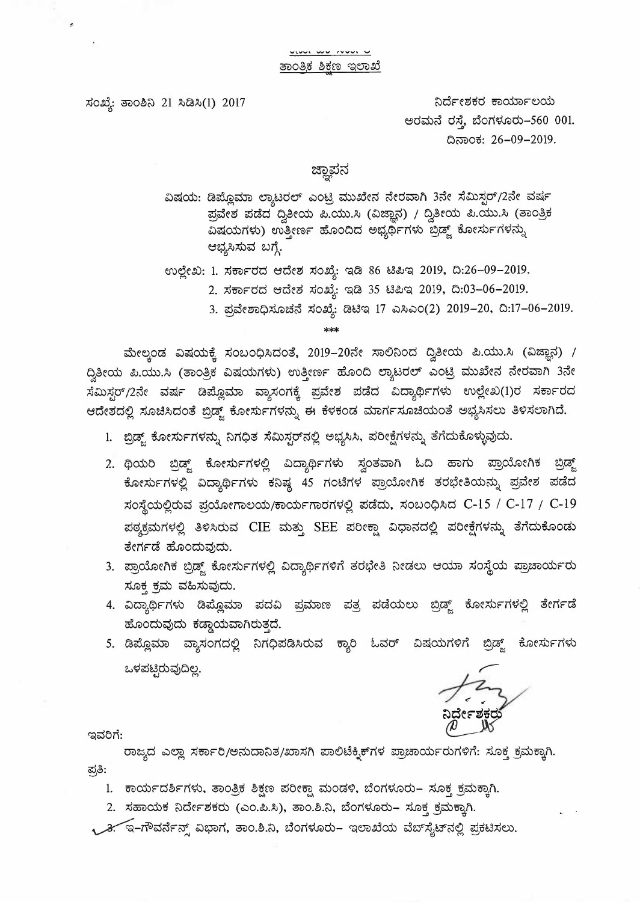ತಾಂತ್ರಿಕ ಶಿಕ್ಷಣ ಇಲಾಖೆ

ಸಂಖ್ಯೆ: ತಾಂಶಿನಿ 21 ಸಿಡಿಸಿ(1) 2017

ನಿರ್ದೇಶಕರ ಕಾರ್ಯಾಲಯ
ಅರಮನೆ ರಸ್ತೆ, ಬೆಂಗಳೂರು-560 001.
ದಿನಾಂಕ: 26-09-2019.

## ಜ್ಞಾಪನ

ವಿಷಯ: ಡಿಪ್ಲೊಮಾ ಲ್ಯಾಟರಲ್ ಎಂಟ್ರಿ ಮುಖೇನ ನೇರವಾಗಿ 3ನೇ ಸೆಮಿಸ್ಟರ್/2ನೇ ವರ್ಷ ಪ್ರವೇಶ ಪಡೆದ ದ್ವಿತೀಯ ಪಿ.ಯು.ಸಿ (ವಿಜ್ಞಾನ) / ದ್ವಿತೀಯ ಪಿ.ಯು.ಸಿ (ತಾಂತ್ರಿಕ ವಿಷಯಗಳು) ಉತ್ತೀರ್ಣ ಹೊಂದಿದ ಅಭ್ಯರ್ಥಿಗಳು ಬ್ರಿಡ್ಜ್ ಕೋರ್ಸುಗಳನ್ನು ಅಭ್ಯಸಿಸುವ ಬಗ್ಗೆ.

ಉಲ್ಲೇಖ:
1. ಸರ್ಕಾರದ ಆದೇಶ ಸಂಖ್ಯೆ: ಇಡಿ 86 ಟಿಪಿಇ 2019, ದಿ:26-09-2019.
2. ಸರ್ಕಾರದ ಆದೇಶ ಸಂಖ್ಯೆ: ಇಡಿ 35 ಟಿಪಿಇ 2019, ದಿ:03-06-2019.
3. ಪ್ರವೇಶಾಧಿಸೂಚನೆ ಸಂಖ್ಯೆ: ಡಿಟಿಇ 17 ಎಸಿಎಂ(2) 2019-20, ದಿ:17-06-2019.

***

ಮೇಲ್ಕಂಡ ವಿಷಯಕ್ಕೆ ಸಂಬಂಧಿಸಿದಂತೆ, 2019-20ನೇ ಸಾಲಿನಿಂದ ದ್ವಿತೀಯ ಪಿ.ಯು.ಸಿ (ವಿಜ್ಞಾನ) / ದ್ವಿತೀಯ ಪಿ.ಯು.ಸಿ (ತಾಂತ್ರಿಕ ವಿಷಯಗಳು) ಉತ್ತೀರ್ಣ ಹೊಂದಿ ಲ್ಯಾಟರಲ್ ಎಂಟ್ರಿ ಮುಖೇನ ನೇರವಾಗಿ 3ನೇ ಸೆಮಿಸ್ಟರ್/2ನೇ ವರ್ಷ ಡಿಪ್ಲೊಮಾ ವ್ಯಾಸಂಗಕ್ಕೆ ಪ್ರವೇಶ ಪಡೆದ ವಿದ್ಯಾರ್ಥಿಗಳು ಉಲ್ಲೇಖ(1)ರ ಸರ್ಕಾರದ ಆದೇಶದಲ್ಲಿ ಸೂಚಿಸಿದಂತೆ ಬ್ರಿಡ್ಜ್ ಕೋರ್ಸುಗಳನ್ನು ಈ ಕೆಳಕಂಡ ಮಾರ್ಗಸೂಚಿಯಂತೆ ಅಭ್ಯಸಿಸಲು ತಿಳಿಸಲಾಗಿದೆ.

1. ಬ್ರಿಡ್ಜ್ ಕೋರ್ಸುಗಳನ್ನು ನಿಗಧಿತ ಸೆಮಿಸ್ಟರ್‌ನಲ್ಲಿ ಅಭ್ಯಸಿಸಿ, ಪರೀಕ್ಷೆಗಳನ್ನು ತೆಗೆದುಕೊಳ್ಳುವುದು.
2. ಥಿಯರಿ ಬ್ರಿಡ್ಜ್ ಕೋರ್ಸುಗಳಲ್ಲಿ ವಿದ್ಯಾರ್ಥಿಗಳು ಸ್ವಂತವಾಗಿ ಓದಿ ಹಾಗು ಪ್ರಾಯೋಗಿಕ ಬ್ರಿಡ್ಜ್ ಕೋರ್ಸುಗಳಲ್ಲಿ ವಿದ್ಯಾರ್ಥಿಗಳು ಕನಿಷ್ಠ 45 ಗಂಟೆಗಳ ಪ್ರಾಯೋಗಿಕ ತರಬೇತಿಯನ್ನು ಪ್ರವೇಶ ಪಡೆದ ಸಂಸ್ಥೆಯಲ್ಲಿರುವ ಪ್ರಯೋಗಾಲಯ/ಕಾರ್ಯಾಗಾರಗಳಲ್ಲಿ ಪಡೆದು, ಸಂಬಂಧಿಸಿದ C-15 / C-17 / C-19 ಪಠ್ಯಕ್ರಮಗಳಲ್ಲಿ ತಿಳಿಸಿರುವ CIE ಮತ್ತು SEE ಪರೀಕ್ಷಾ ವಿಧಾನದಲ್ಲಿ ಪರೀಕ್ಷೆಗಳನ್ನು ತೆಗೆದುಕೊಂಡು ತೇರ್ಗಡೆ ಹೊಂದುವುದು.
3. ಪ್ರಾಯೋಗಿಕ ಬ್ರಿಡ್ಜ್ ಕೋರ್ಸುಗಳಲ್ಲಿ ವಿದ್ಯಾರ್ಥಿಗಳಿಗೆ ತರಬೇತಿ ನೀಡಲು ಆಯಾ ಸಂಸ್ಥೆಯ ಪ್ರಾಚಾರ್ಯರು ಸೂಕ್ತ ಕ್ರಮ ವಹಿಸುವುದು.
4. ವಿದ್ಯಾರ್ಥಿಗಳು ಡಿಪ್ಲೊಮಾ ಪದವಿ ಪ್ರಮಾಣ ಪತ್ರ ಪಡೆಯಲು ಬ್ರಿಡ್ಜ್ ಕೋರ್ಸುಗಳಲ್ಲಿ ತೇರ್ಗಡೆ ಹೊಂದುವುದು ಕಡ್ಡಾಯವಾಗಿರುತ್ತದೆ.
5. ಡಿಪ್ಲೊಮಾ ವ್ಯಾಸಂಗದಲ್ಲಿ ನಿಗಧಿಪಡಿಸಿರುವ ಕ್ಯಾರಿ ಓವರ್ ವಿಷಯಗಳಿಗೆ ಬ್ರಿಡ್ಜ್ ಕೋರ್ಸುಗಳು ಒಳಪಟ್ಟಿರುವುದಿಲ್ಲ.

ನಿರ್ದೇಶಕರು

ಇವರಿಗೆ:

ರಾಜ್ಯದ ಎಲ್ಲಾ ಸರ್ಕಾರಿ/ಅನುದಾನಿತ/ಖಾಸಗಿ ಪಾಲಿಟೆಕ್ನಿಕ್‌ಗಳ ಪ್ರಾಚಾರ್ಯರುಗಳಿಗೆ: ಸೂಕ್ತ ಕ್ರಮಕ್ಕಾಗಿ.

ಪ್ರತಿ:
1. ಕಾರ್ಯದರ್ಶಿಗಳು, ತಾಂತ್ರಿಕ ಶಿಕ್ಷಣ ಪರೀಕ್ಷಾ ಮಂಡಳಿ, ಬೆಂಗಳೂರು- ಸೂಕ್ತ ಕ್ರಮಕ್ಕಾಗಿ.
2. ಸಹಾಯಕ ನಿರ್ದೇಶಕರು (ಎಂ.ಪಿ.ಸಿ), ತಾಂ.ಶಿ.ನಿ, ಬೆಂಗಳೂರು- ಸೂಕ್ತ ಕ್ರಮಕ್ಕಾಗಿ.
3. ಇ-ಗೌವರ್ನೆನ್ಸ್ ವಿಭಾಗ, ತಾಂ.ಶಿ.ನಿ, ಬೆಂಗಳೂರು- ಇಲಾಖೆಯ ವೆಬ್‌ಸೈಟ್‌ನಲ್ಲಿ ಪ್ರಕಟಿಸಲು.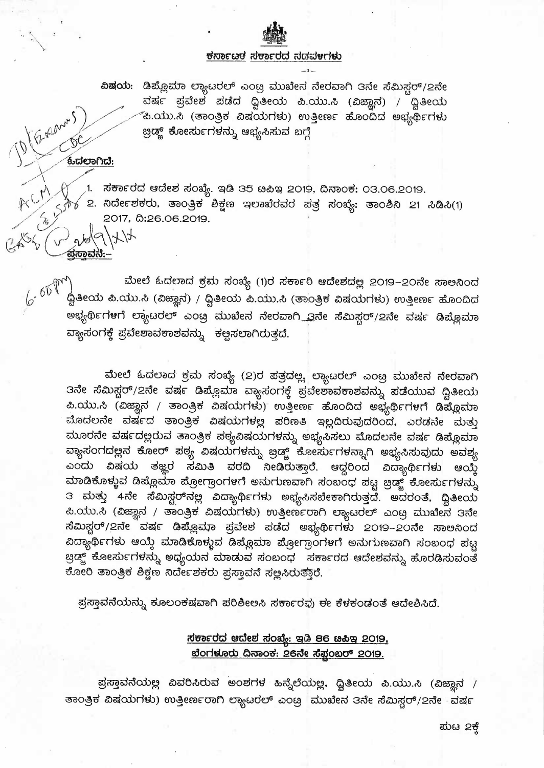# ಕರ್ನಾಟಕ ಸರ್ಕಾರದ ನಡವಳಿಗಳು

**ವಿಷಯ:** ಡಿಪ್ಲೊಮಾ ಲ್ಯಾಟರಲ್ ಎಂಟ್ರಿ ಮುಖೇನ ನೇರವಾಗಿ 3ನೇ ಸೆಮಿಸ್ಟರ್/2ನೇ ವರ್ಷ ಪ್ರವೇಶ ಪಡೆದ ದ್ವಿತೀಯ ಪಿ.ಯು.ಸಿ (ವಿಜ್ಞಾನ) / ದ್ವಿತೀಯ ಪಿ.ಯು.ಸಿ (ತಾಂತ್ರಿಕ ವಿಷಯಗಳು) ಉತ್ತೀರ್ಣ ಹೊಂದಿದ ಅಭ್ಯರ್ಥಿಗಳು ಬ್ರಿಡ್ಜ್ ಕೋರ್ಸುಗಳನ್ನು ಅಭ್ಯಸಿಸುವ ಬಗ್ಗೆ

**ಓದಲಾಗಿದೆ:**

1. ಸರ್ಕಾರದ ಆದೇಶ ಸಂಖ್ಯೆ: ಇಡಿ 35 ಟಿಪಿಇ 2019, ದಿನಾಂಕ: 03.06.2019.
2. ನಿರ್ದೇಶಕರು, ತಾಂತ್ರಿಕ ಶಿಕ್ಷಣ ಇಲಾಖೆರವರ ಪತ್ರ ಸಂಖ್ಯೆ: ತಾಂಶಿನಿ 21 ಸಿಡಿಸಿ(1) 2017, ದಿ:26.06.2019.

**ಪ್ರಸ್ತಾವನೆ:-**

ಮೇಲೆ ಓದಲಾದ ಕ್ರಮ ಸಂಖ್ಯೆ (1)ರ ಸರ್ಕಾರಿ ಆದೇಶದಲ್ಲಿ 2019-20ನೇ ಸಾಲಿನಿಂದ ದ್ವಿತೀಯ ಪಿ.ಯು.ಸಿ (ವಿಜ್ಞಾನ) / ದ್ವಿತೀಯ ಪಿ.ಯು.ಸಿ (ತಾಂತ್ರಿಕ ವಿಷಯಗಳು) ಉತ್ತೀರ್ಣ ಹೊಂದಿದ ಅಭ್ಯರ್ಥಿಗಳಿಗೆ ಲ್ಯಾಟರಲ್ ಎಂಟ್ರಿ ಮುಖೇನ ನೇರವಾಗಿ 3ನೇ ಸೆಮಿಸ್ಟರ್/2ನೇ ವರ್ಷ ಡಿಪ್ಲೊಮಾ ವ್ಯಾಸಂಗಕ್ಕೆ ಪ್ರವೇಶಾವಕಾಶವನ್ನು ಕಲ್ಪಿಸಲಾಗಿರುತ್ತದೆ.

ಮೇಲೆ ಓದಲಾದ ಕ್ರಮ ಸಂಖ್ಯೆ (2)ರ ಪತ್ರದಲ್ಲಿ, ಲ್ಯಾಟರಲ್ ಎಂಟ್ರಿ ಮುಖೇನ ನೇರವಾಗಿ 3ನೇ ಸೆಮಿಸ್ಟರ್/2ನೇ ವರ್ಷ ಡಿಪ್ಲೊಮಾ ವ್ಯಾಸಂಗಕ್ಕೆ ಪ್ರವೇಶಾವಕಾಶವನ್ನು ಪಡೆಯುವ ದ್ವಿತೀಯ ಪಿ.ಯು.ಸಿ (ವಿಜ್ಞಾನ / ತಾಂತ್ರಿಕ ವಿಷಯಗಳು) ಉತ್ತೀರ್ಣ ಹೊಂದಿದ ಅಭ್ಯರ್ಥಿಗಳಿಗೆ ಡಿಪ್ಲೊಮಾ ಮೊದಲನೇ ವರ್ಷದ ತಾಂತ್ರಿಕ ವಿಷಯಗಳಲ್ಲಿ ಪರಿಣತಿ ಇಲ್ಲದಿರುವುದರಿಂದ, ಎರಡನೇ ಮತ್ತು ಮೂರನೇ ವರ್ಷದಲ್ಲಿರುವ ತಾಂತ್ರಿಕ ಪಠ್ಯವಿಷಯಗಳನ್ನು ಅಭ್ಯಸಿಸಲು ಮೊದಲನೇ ವರ್ಷ ಡಿಪ್ಲೊಮಾ ವ್ಯಾಸಂಗದಲ್ಲಿನ ಕೋರ್ ಪಠ್ಯ ವಿಷಯಗಳನ್ನು ಬ್ರಿಡ್ಜ್ ಕೋರ್ಸುಗಳನ್ನಾಗಿ ಅಭ್ಯಸಿಸುವುದು ಅವಶ್ಯ ಎಂದು ವಿಷಯ ತಜ್ಞರ ಸಮಿತಿ ವರದಿ ನೀಡಿರುತ್ತಾರೆ. ಆದ್ದರಿಂದ ವಿದ್ಯಾರ್ಥಿಗಳು ಆಯ್ಕೆ ಮಾಡಿಕೊಳ್ಳುವ ಡಿಪ್ಲೊಮಾ ಪ್ರೋಗ್ರಾಂಗಳಿಗೆ ಅನುಗುಣವಾಗಿ ಸಂಬಂಧ ಪಟ್ಟ ಬ್ರಿಡ್ಜ್ ಕೋರ್ಸುಗಳನ್ನು 3 ಮತ್ತು 4ನೇ ಸೆಮಿಸ್ಟರ್‌ನಲ್ಲಿ ವಿದ್ಯಾರ್ಥಿಗಳು ಅಭ್ಯಸಿಸಬೇಕಾಗಿರುತ್ತದೆ. ಅದರಂತೆ, ದ್ವಿತೀಯ ಪಿ.ಯು.ಸಿ (ವಿಜ್ಞಾನ / ತಾಂತ್ರಿಕ ವಿಷಯಗಳು) ಉತ್ತೀರ್ಣರಾಗಿ ಲ್ಯಾಟರಲ್ ಎಂಟ್ರಿ ಮುಖೇನ 3ನೇ ಸೆಮಿಸ್ಟರ್/2ನೇ ವರ್ಷ ಡಿಪ್ಲೊಮಾ ಪ್ರವೇಶ ಪಡೆದ ಅಭ್ಯರ್ಥಿಗಳು 2019-20ನೇ ಸಾಲಿನಿಂದ ವಿದ್ಯಾರ್ಥಿಗಳು ಆಯ್ಕೆ ಮಾಡಿಕೊಳ್ಳುವ ಡಿಪ್ಲೊಮಾ ಪ್ರೋಗ್ರಾಂಗಳಿಗೆ ಅನುಗುಣವಾಗಿ ಸಂಬಂಧ ಪಟ್ಟ ಬ್ರಿಡ್ಜ್ ಕೋರ್ಸುಗಳನ್ನು ಅಧ್ಯಯನ ಮಾಡುವ ಸಂಬಂಧ ಸರ್ಕಾರದ ಆದೇಶವನ್ನು ಹೊರಡಿಸುವಂತೆ ಕೋರಿ ತಾಂತ್ರಿಕ ಶಿಕ್ಷಣ ನಿರ್ದೇಶಕರು ಪ್ರಸ್ತಾವನೆ ಸಲ್ಲಿಸಿರುತ್ತಾರೆ.

ಪ್ರಸ್ತಾವನೆಯನ್ನು ಕೂಲಂಕಷವಾಗಿ ಪರಿಶೀಲಿಸಿ ಸರ್ಕಾರವು ಈ ಕೆಳಕಂಡಂತೆ ಆದೇಶಿಸಿದೆ.

**ಸರ್ಕಾರದ ಆದೇಶ ಸಂಖ್ಯೆ: ಇಡಿ 86 ಟಿಪಿಇ 2019,**
**ಬೆಂಗಳೂರು ದಿನಾಂಕ: 26ನೇ ಸೆಪ್ಟಂಬರ್ 2019.**

ಪ್ರಸ್ತಾವನೆಯಲ್ಲಿ ವಿವರಿಸಿರುವ ಅಂಶಗಳ ಹಿನ್ನೆಲೆಯಲ್ಲಿ, ದ್ವಿತೀಯ ಪಿ.ಯು.ಸಿ (ವಿಜ್ಞಾನ / ತಾಂತ್ರಿಕ ವಿಷಯಗಳು) ಉತ್ತೀರ್ಣರಾಗಿ ಲ್ಯಾಟರಲ್ ಎಂಟ್ರಿ ಮುಖೇನ 3ನೇ ಸೆಮಿಸ್ಟರ್/2ನೇ ವರ್ಷ

ಪುಟ 2ಕ್ಕೆ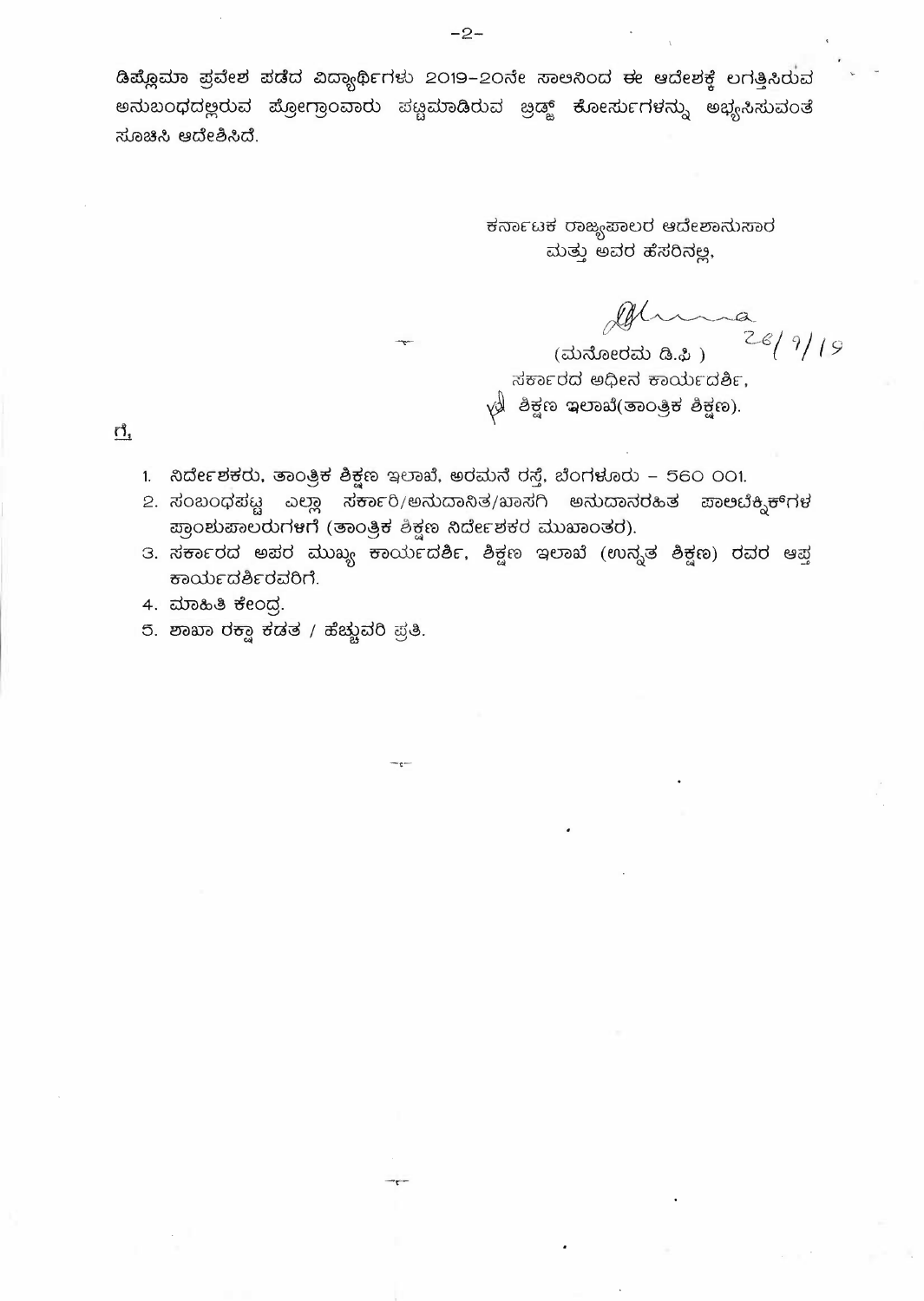ಡಿಪ್ಲೊಮಾ ಪ್ರವೇಶ ಪಡೆದ ವಿದ್ಯಾರ್ಥಿಗಳು 2019-20ನೇ ಸಾಲಿನಿಂದ ಈ ಆದೇಶಕ್ಕೆ ಲಗತ್ತಿಸಿರುವ ಅನುಬಂಧದಲ್ಲಿರುವ ಪ್ರೋಗ್ರಾಂವಾರು ಪಟ್ಟಿಮಾಡಿರುವ ಬ್ರಿಡ್ಜ್ ಕೋರ್ಸುಗಳನ್ನು ಅಭ್ಯಸಿಸುವಂತೆ ಸೂಚಿಸಿ ಆದೇಶಿಸಿದೆ.

ಕರ್ನಾಟಕ ರಾಜ್ಯಪಾಲರ ಆದೇಶಾನುಸಾರ
ಮತ್ತು ಅವರ ಹೆಸರಿನಲ್ಲಿ,

26/9/19

(ಮನೋರಮ ಡಿ.ಪಿ)
ಸರ್ಕಾರದ ಅಧೀನ ಕಾರ್ಯದರ್ಶಿ,
ಶಿಕ್ಷಣ ಇಲಾಖೆ(ತಾಂತ್ರಿಕ ಶಿಕ್ಷಣ).

ಗೆ,

1. ನಿರ್ದೇಶಕರು, ತಾಂತ್ರಿಕ ಶಿಕ್ಷಣ ಇಲಾಖೆ, ಅರಮನೆ ರಸ್ತೆ, ಬೆಂಗಳೂರು – 560 001.
2. ಸಂಬಂಧಪಟ್ಟ ಎಲ್ಲಾ ಸರ್ಕಾರಿ/ಅನುದಾನಿತ/ಖಾಸಗಿ ಅನುದಾನರಹಿತ ಪಾಲಿಟೆಕ್ನಿಕ್‌ಗಳ ಪ್ರಾಂಶುಪಾಲರುಗಳಿಗೆ (ತಾಂತ್ರಿಕ ಶಿಕ್ಷಣ ನಿರ್ದೇಶಕರ ಮುಖಾಂತರ).
3. ಸರ್ಕಾರದ ಅಪರ ಮುಖ್ಯ ಕಾರ್ಯದರ್ಶಿ, ಶಿಕ್ಷಣ ಇಲಾಖೆ (ಉನ್ನತ ಶಿಕ್ಷಣ) ರವರ ಆಪ್ತ ಕಾರ್ಯದರ್ಶಿರವರಿಗೆ.
4. ಮಾಹಿತಿ ಕೇಂದ್ರ.
5. ಶಾಖಾ ರಕ್ಷಾ ಕಡತ / ಹೆಚ್ಚುವರಿ ಪ್ರತಿ.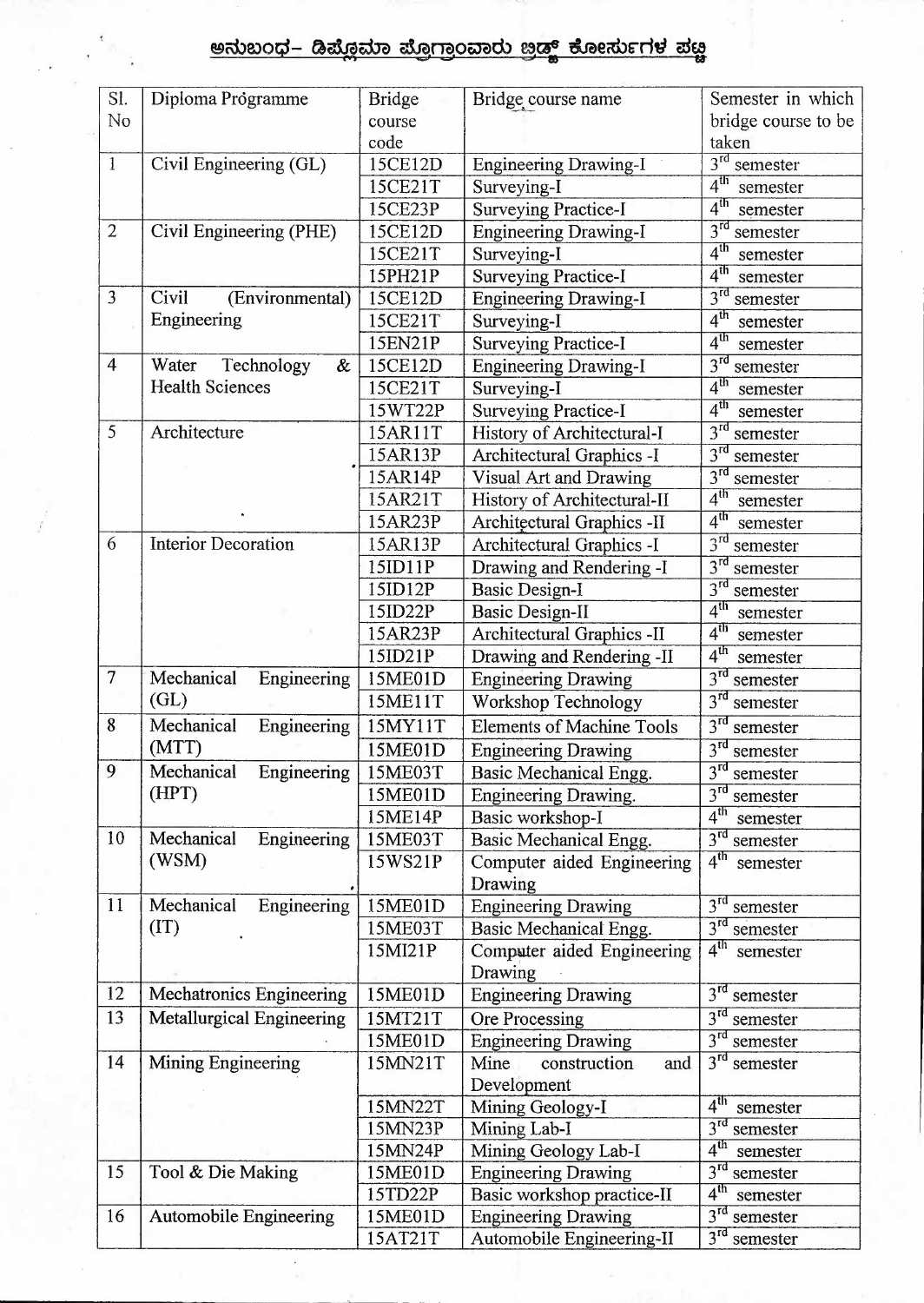## ಅನುಬಂಧ- ಡಿಪ್ಲೊಮಾ ಪ್ರೋಗ್ರಾಂವಾರು ಬ್ರಿಡ್ಜ್ ಕೋರ್ಸುಗಳ ಪಟ್ಟಿ

| Sl. No | Diploma Programme | Bridge course code | Bridge course name | Semester in which bridge course to be taken |
|---|---|---|---|---|
| 1 | Civil Engineering (GL) | 15CE12D | Engineering Drawing-I | 3rd semester |
| | | 15CE21T | Surveying-I | 4th semester |
| | | 15CE23P | Surveying Practice-I | 4th semester |
| 2 | Civil Engineering (PHE) | 15CE12D | Engineering Drawing-I | 3rd semester |
| | | 15CE21T | Surveying-I | 4th semester |
| | | 15PH21P | Surveying Practice-I | 4th semester |
| 3 | Civil (Environmental) Engineering | 15CE12D | Engineering Drawing-I | 3rd semester |
| | | 15CE21T | Surveying-I | 4th semester |
| | | 15EN21P | Surveying Practice-I | 4th semester |
| 4 | Water Technology & Health Sciences | 15CE12D | Engineering Drawing-I | 3rd semester |
| | | 15CE21T | Surveying-I | 4th semester |
| | | 15WT22P | Surveying Practice-I | 4th semester |
| 5 | Architecture | 15AR11T | History of Architectural-I | 3rd semester |
| | | 15AR13P | Architectural Graphics -I | 3rd semester |
| | | 15AR14P | Visual Art and Drawing | 3rd semester |
| | | 15AR21T | History of Architectural-II | 4th semester |
| | | 15AR23P | Architectural Graphics -II | 4th semester |
| 6 | Interior Decoration | 15AR13P | Architectural Graphics -I | 3rd semester |
| | | 15ID11P | Drawing and Rendering -I | 3rd semester |
| | | 15ID12P | Basic Design-I | 3rd semester |
| | | 15ID22P | Basic Design-II | 4th semester |
| | | 15AR23P | Architectural Graphics -II | 4th semester |
| | | 15ID21P | Drawing and Rendering -II | 4th semester |
| 7 | Mechanical Engineering (GL) | 15ME01D | Engineering Drawing | 3rd semester |
| | | 15ME11T | Workshop Technology | 3rd semester |
| 8 | Mechanical Engineering (MTT) | 15MY11T | Elements of Machine Tools | 3rd semester |
| | | 15ME01D | Engineering Drawing | 3rd semester |
| 9 | Mechanical Engineering (HPT) | 15ME03T | Basic Mechanical Engg. | 3rd semester |
| | | 15ME01D | Engineering Drawing. | 3rd semester |
| | | 15ME14P | Basic workshop-I | 4th semester |
| 10 | Mechanical Engineering (WSM) | 15ME03T | Basic Mechanical Engg. | 3rd semester |
| | | 15WS21P | Computer aided Engineering Drawing | 4th semester |
| 11 | Mechanical Engineering (IT) | 15ME01D | Engineering Drawing | 3rd semester |
| | | 15ME03T | Basic Mechanical Engg. | 3rd semester |
| | | 15MI21P | Computer aided Engineering Drawing | 4th semester |
| 12 | Mechatronics Engineering | 15ME01D | Engineering Drawing | 3rd semester |
| 13 | Metallurgical Engineering | 15MT21T | Ore Processing | 3rd semester |
| | | 15ME01D | Engineering Drawing | 3rd semester |
| 14 | Mining Engineering | 15MN21T | Mine construction and Development | 3rd semester |
| | | 15MN22T | Mining Geology-I | 4th semester |
| | | 15MN23P | Mining Lab-I | 3rd semester |
| | | 15MN24P | Mining Geology Lab-I | 4th semester |
| 15 | Tool & Die Making | 15ME01D | Engineering Drawing | 3rd semester |
| | | 15TD22P | Basic workshop practice-II | 4th semester |
| 16 | Automobile Engineering | 15ME01D | Engineering Drawing | 3rd semester |
| | | 15AT21T | Automobile Engineering-II | 3rd semester |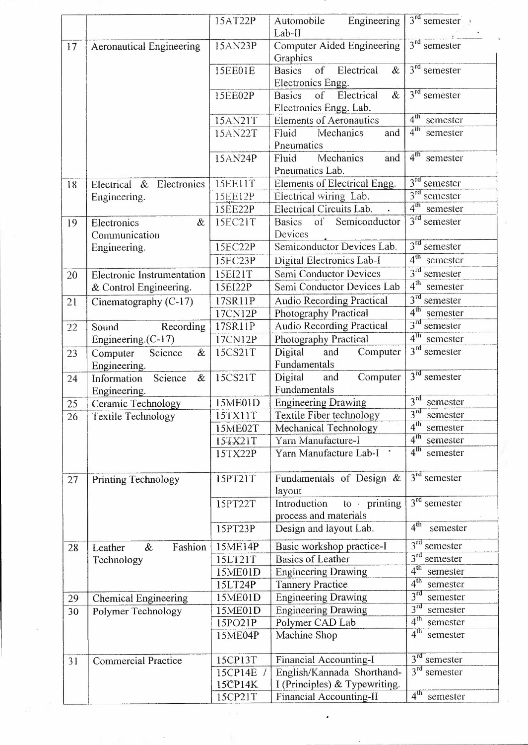|  |  | 15AT22P | Automobile Engineering Lab-II | 3rd semester |
|---|---|---|---|---|
| 17 | Aeronautical Engineering | 15AN23P | Computer Aided Engineering Graphics | 3rd semester |
|  |  | 15EE01E | Basics of Electrical & Electronics Engg. | 3rd semester |
|  |  | 15EE02P | Basics of Electrical & Electronics Engg. Lab. | 3rd semester |
|  |  | 15AN21T | Elements of Aeronautics | 4th semester |
|  |  | 15AN22T | Fluid Mechanics and Pneumatics | 4th semester |
|  |  | 15AN24P | Fluid Mechanics and Pneumatics Lab. | 4th semester |
| 18 | Electrical & Electronics Engineering. | 15EE11T | Elements of Electrical Engg. | 3rd semester |
|  |  | 15EE12P | Electrical wiring Lab. | 3rd semester |
|  |  | 15EE22P | Electrical Circuits Lab. | 4th semester |
| 19 | Electronics & Communication Engineering. | 15EC21T | Basics of Semiconductor Devices | 3rd semester |
|  |  | 15EC22P | Semiconductor Devices Lab. | 3rd semester |
|  |  | 15EC23P | Digital Electronics Lab-I | 4th semester |
| 20 | Electronic Instrumentation & Control Engineering. | 15EI21T | Semi Conductor Devices | 3rd semester |
|  |  | 15EI22P | Semi Conductor Devices Lab | 4th semester |
| 21 | Cinematography (C-17) | 17SR11P | Audio Recording Practical | 3rd semester |
|  |  | 17CN12P | Photography Practical | 4th semester |
| 22 | Sound Recording Engineering.(C-17) | 17SR11P | Audio Recording Practical | 3rd semester |
|  |  | 17CN12P | Photography Practical | 4th semester |
| 23 | Computer Science & Engineering. | 15CS21T | Digital and Computer Fundamentals | 3rd semester |
| 24 | Information Science & Engineering. | 15CS21T | Digital and Computer Fundamentals | 3rd semester |
| 25 | Ceramic Technology | 15ME01D | Engineering Drawing | 3rd semester |
| 26 | Textile Technology | 15TX11T | Textile Fiber technology | 3rd semester |
|  |  | 15ME02T | Mechanical Technology | 4th semester |
|  |  | 15TX21T | Yarn Manufacture-I | 4th semester |
|  |  | 15TX22P | Yarn Manufacture Lab-I | 4th semester |
| 27 | Printing Technology | 15PT21T | Fundamentals of Design & layout | 3rd semester |
|  |  | 15PT22T | Introduction to printing process and materials | 3rd semester |
|  |  | 15PT23P | Design and layout Lab. | 4th semester |
| 28 | Leather & Fashion Technology | 15ME14P | Basic workshop practice-I | 3rd semester |
|  |  | 15LT21T | Basics of Leather | 3rd semester |
|  |  | 15ME01D | Engineering Drawing | 4th semester |
|  |  | 15LT24P | Tannery Practice | 4th semester |
| 29 | Chemical Engineering | 15ME01D | Engineering Drawing | 3rd semester |
| 30 | Polymer Technology | 15ME01D | Engineering Drawing | 3rd semester |
|  |  | 15PO21P | Polymer CAD Lab | 4th semester |
|  |  | 15ME04P | Machine Shop | 4th semester |
| 31 | Commercial Practice | 15CP13T | Financial Accounting-I | 3rd semester |
|  |  | 15CP14E / 15CP14K | English/Kannada Shorthand-I (Principles) & Typewriting. | 3rd semester |
|  |  | 15CP21T | Financial Accounting-II | 4th semester |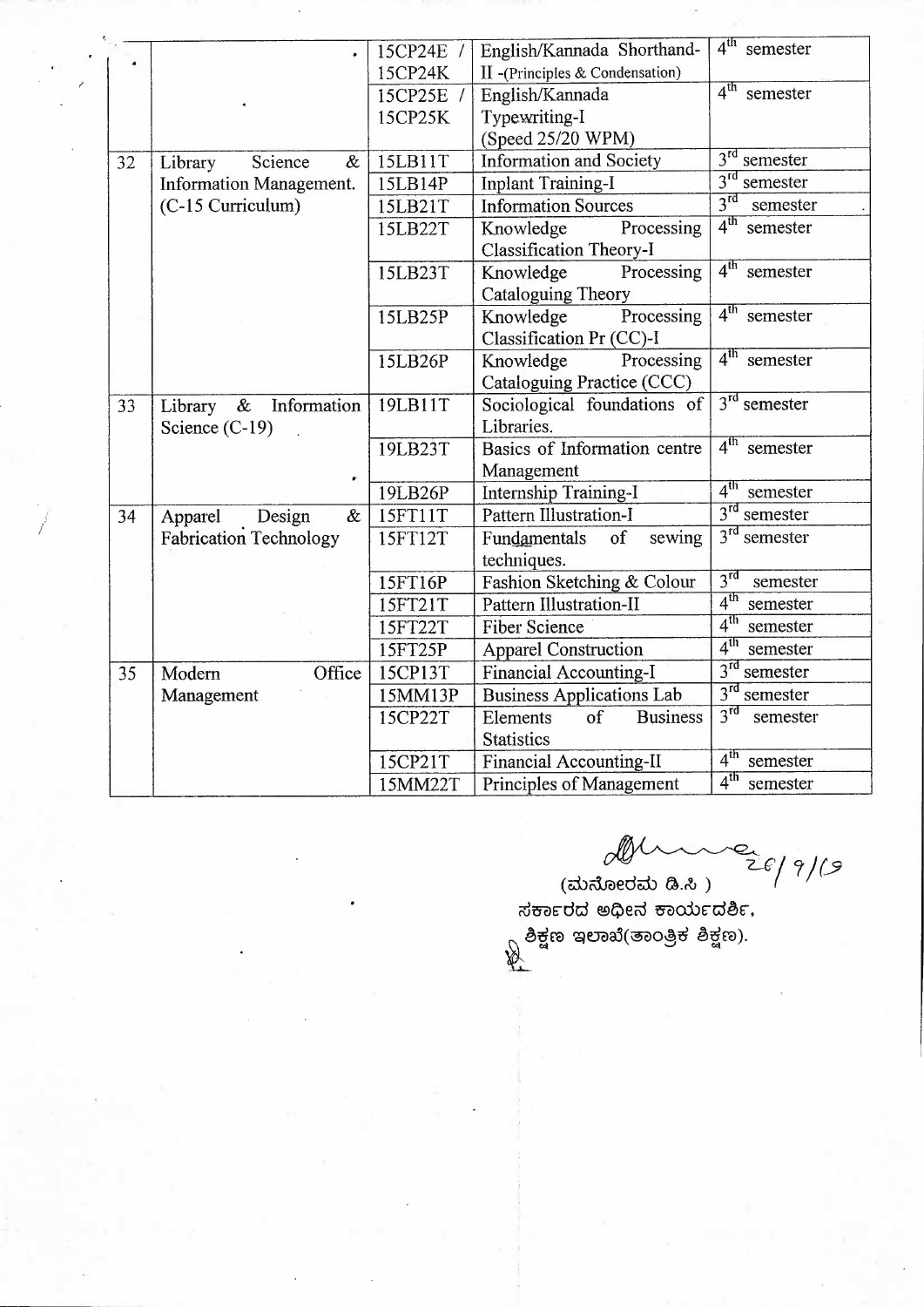| | | | | |
|---|---|---|---|---|
| | | 15CP24E / 15CP24K | English/Kannada Shorthand-II -(Principles & Condensation) | 4th semester |
| | | 15CP25E / 15CP25K | English/Kannada Typewriting-I (Speed 25/20 WPM) | 4th semester |
| 32 | Library Science & Information Management. (C-15 Curriculum) | 15LB11T | Information and Society | 3rd semester |
| | | 15LB14P | Inplant Training-I | 3rd semester |
| | | 15LB21T | Information Sources | 3rd semester |
| | | 15LB22T | Knowledge Processing Classification Theory-I | 4th semester |
| | | 15LB23T | Knowledge Processing Cataloguing Theory | 4th semester |
| | | 15LB25P | Knowledge Processing Classification Pr (CC)-I | 4th semester |
| | | 15LB26P | Knowledge Processing Cataloguing Practice (CCC) | 4th semester |
| 33 | Library & Information Science (C-19) | 19LB11T | Sociological foundations of Libraries. | 3rd semester |
| | | 19LB23T | Basics of Information centre Management | 4th semester |
| | | 19LB26P | Internship Training-I | 4th semester |
| 34 | Apparel Design & Fabrication Technology | 15FT11T | Pattern Illustration-I | 3rd semester |
| | | 15FT12T | Fundamentals of sewing techniques. | 3rd semester |
| | | 15FT16P | Fashion Sketching & Colour | 3rd semester |
| | | 15FT21T | Pattern Illustration-II | 4th semester |
| | | 15FT22T | Fiber Science | 4th semester |
| | | 15FT25P | Apparel Construction | 4th semester |
| 35 | Modern Office Management | 15CP13T | Financial Accounting-I | 3rd semester |
| | | 15MM13P | Business Applications Lab | 3rd semester |
| | | 15CP22T | Elements of Business Statistics | 3rd semester |
| | | 15CP21T | Financial Accounting-II | 4th semester |
| | | 15MM22T | Principles of Management | 4th semester |

26/9/19

(ಮನೋರಮ ಡಿ.ಸಿ )

ಸರ್ಕಾರದ ಅಧೀನ ಕಾರ್ಯದರ್ಶಿ,

ಶಿಕ್ಷಣ ಇಲಾಖೆ(ತಾಂತ್ರಿಕ ಶಿಕ್ಷಣ).